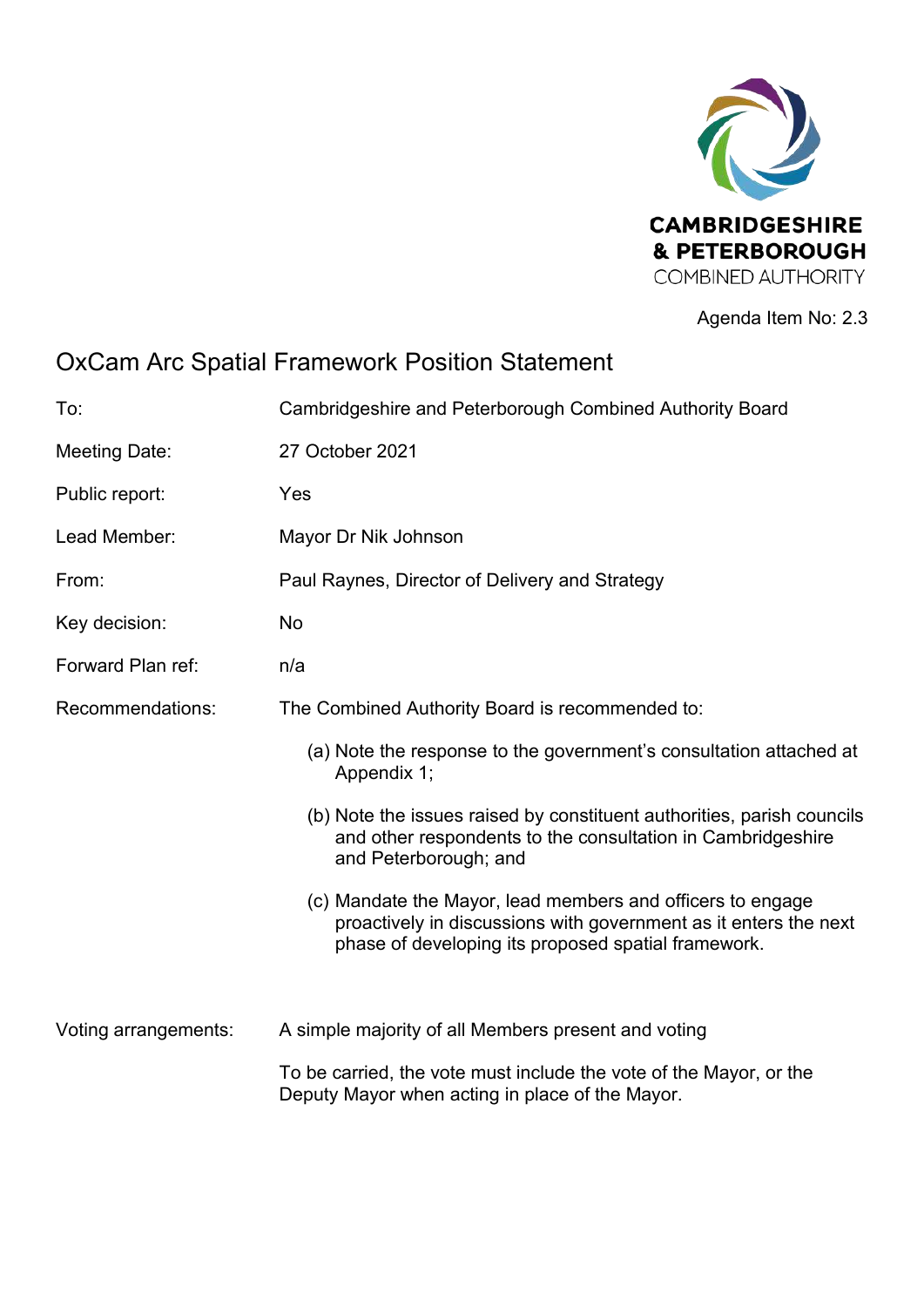CAMBRIDGESHIRE & PETERBOROUGH COMBINED AUTHORITY

Agenda Item No: 2.3

# OxCam Arc Spatial Framework Position Statement

| | |
|---|---|
| To: | Cambridgeshire and Peterborough Combined Authority Board |
| Meeting Date: | 27 October 2021 |
| Public report: | Yes |
| Lead Member: | Mayor Dr Nik Johnson |
| From: | Paul Raynes, Director of Delivery and Strategy |
| Key decision: | No |
| Forward Plan ref: | n/a |

Recommendations: The Combined Authority Board is recommended to:

(a) Note the response to the government's consultation attached at Appendix 1;

(b) Note the issues raised by constituent authorities, parish councils and other respondents to the consultation in Cambridgeshire and Peterborough; and

(c) Mandate the Mayor, lead members and officers to engage proactively in discussions with government as it enters the next phase of developing its proposed spatial framework.

Voting arrangements: A simple majority of all Members present and voting

To be carried, the vote must include the vote of the Mayor, or the Deputy Mayor when acting in place of the Mayor.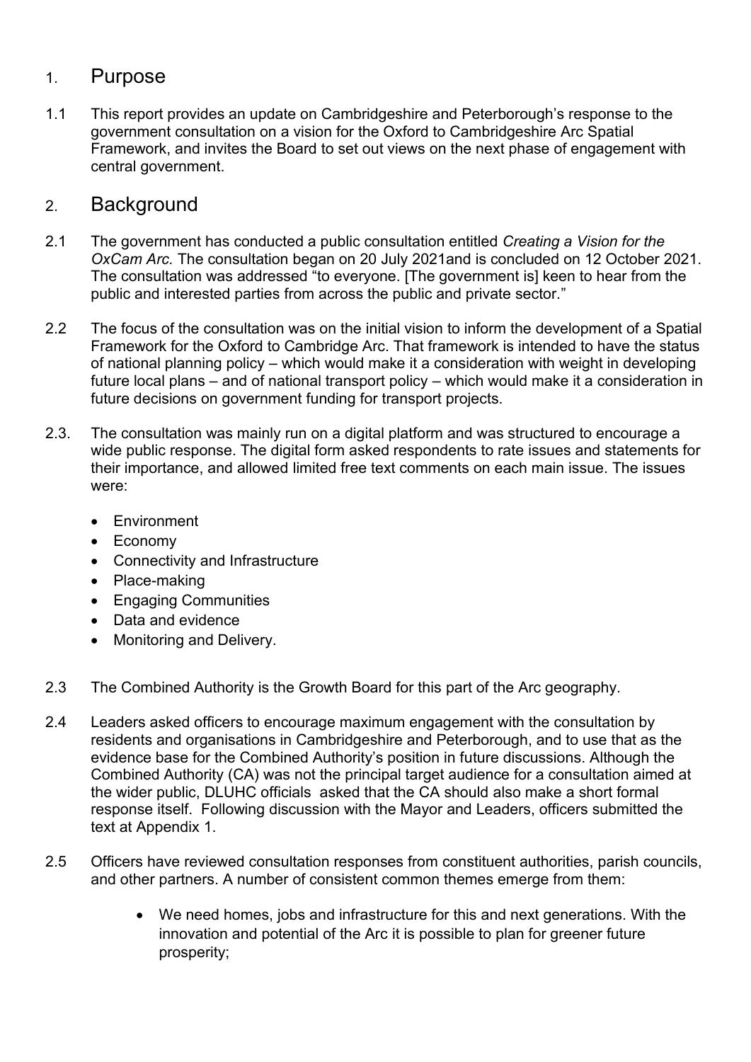## 1. Purpose

1.1 This report provides an update on Cambridgeshire and Peterborough's response to the government consultation on a vision for the Oxford to Cambridgeshire Arc Spatial Framework, and invites the Board to set out views on the next phase of engagement with central government.

## 2. Background

2.1 The government has conducted a public consultation entitled *Creating a Vision for the OxCam Arc.* The consultation began on 20 July 2021and is concluded on 12 October 2021. The consultation was addressed "to everyone. [The government is] keen to hear from the public and interested parties from across the public and private sector."

2.2 The focus of the consultation was on the initial vision to inform the development of a Spatial Framework for the Oxford to Cambridge Arc. That framework is intended to have the status of national planning policy – which would make it a consideration with weight in developing future local plans – and of national transport policy – which would make it a consideration in future decisions on government funding for transport projects.

2.3. The consultation was mainly run on a digital platform and was structured to encourage a wide public response. The digital form asked respondents to rate issues and statements for their importance, and allowed limited free text comments on each main issue. The issues were:

- Environment
- Economy
- Connectivity and Infrastructure
- Place-making
- Engaging Communities
- Data and evidence
- Monitoring and Delivery.

2.3 The Combined Authority is the Growth Board for this part of the Arc geography.

2.4 Leaders asked officers to encourage maximum engagement with the consultation by residents and organisations in Cambridgeshire and Peterborough, and to use that as the evidence base for the Combined Authority's position in future discussions. Although the Combined Authority (CA) was not the principal target audience for a consultation aimed at the wider public, DLUHC officials asked that the CA should also make a short formal response itself. Following discussion with the Mayor and Leaders, officers submitted the text at Appendix 1.

2.5 Officers have reviewed consultation responses from constituent authorities, parish councils, and other partners. A number of consistent common themes emerge from them:

- We need homes, jobs and infrastructure for this and next generations. With the innovation and potential of the Arc it is possible to plan for greener future prosperity;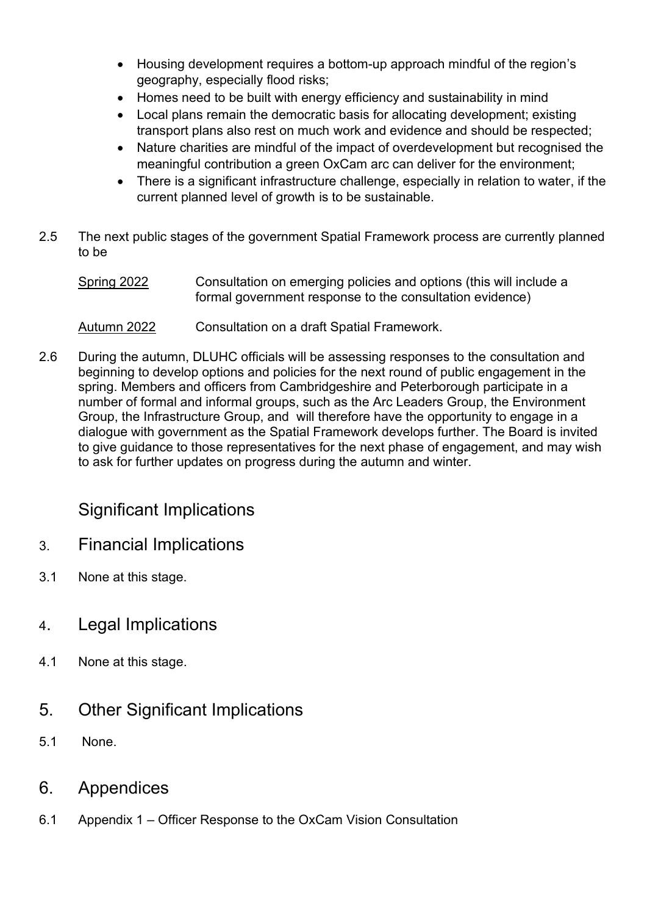- Housing development requires a bottom-up approach mindful of the region's geography, especially flood risks;
- Homes need to be built with energy efficiency and sustainability in mind
- Local plans remain the democratic basis for allocating development; existing transport plans also rest on much work and evidence and should be respected;
- Nature charities are mindful of the impact of overdevelopment but recognised the meaningful contribution a green OxCam arc can deliver for the environment;
- There is a significant infrastructure challenge, especially in relation to water, if the current planned level of growth is to be sustainable.

2.5 The next public stages of the government Spatial Framework process are currently planned to be

| | |
|---|---|
| Spring 2022 | Consultation on emerging policies and options (this will include a formal government response to the consultation evidence) |
| Autumn 2022 | Consultation on a draft Spatial Framework. |

2.6 During the autumn, DLUHC officials will be assessing responses to the consultation and beginning to develop options and policies for the next round of public engagement in the spring. Members and officers from Cambridgeshire and Peterborough participate in a number of formal and informal groups, such as the Arc Leaders Group, the Environment Group, the Infrastructure Group, and will therefore have the opportunity to engage in a dialogue with government as the Spatial Framework develops further. The Board is invited to give guidance to those representatives for the next phase of engagement, and may wish to ask for further updates on progress during the autumn and winter.

## Significant Implications

## 3. Financial Implications

3.1 None at this stage.

## 4. Legal Implications

4.1 None at this stage.

## 5. Other Significant Implications

5.1 None.

## 6. Appendices

6.1 Appendix 1 – Officer Response to the OxCam Vision Consultation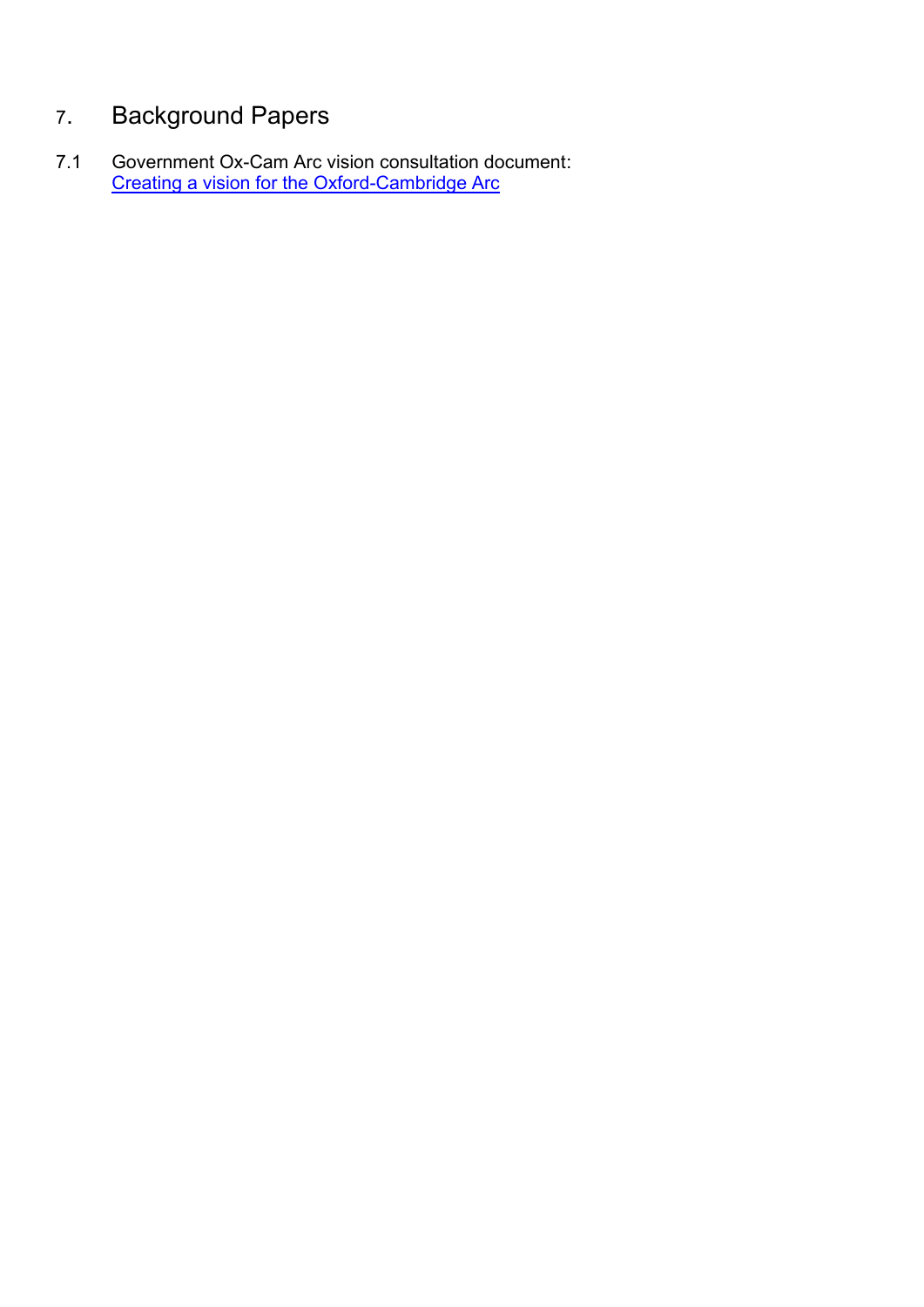## 7. Background Papers

7.1 Government Ox-Cam Arc vision consultation document: Creating a vision for the Oxford-Cambridge Arc